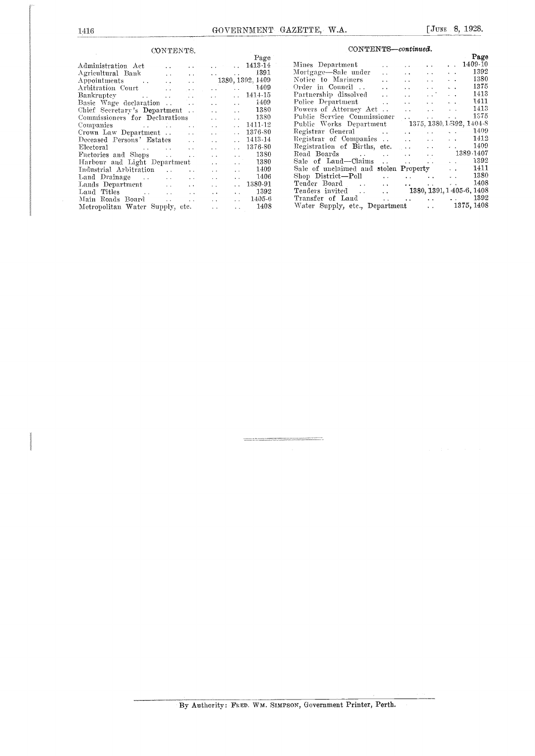## CONTENTS.

| | Page |
|---|---|
| Administration Act | 1413-14 |
| Agricultural Bank | 1391 |
| Appointments | 1380, 1392, 1409 |
| Arbitration Court | 1409 |
| Bankruptcy | 1414-15 |
| Basic Wage declaration | 1409 |
| Chief Secretary's Department | 1380 |
| Commissioners for Declarations | 1380 |
| Companies | 1411-12 |
| Crown Law Department | 1376-80 |
| Deceased Persons' Estates | 1413-14 |
| Electoral | 1376-80 |
| Factories and Shops | 1380 |
| Harbour and Light Department | 1380 |
| Industrial Arbitration | 1409 |
| Land Drainage | 1406 |
| Lands Department | 1380-91 |
| Land Titles | 1392 |
| Main Roads Board | 1405-6 |
| Metropolitan Water Supply, etc. | 1408 |

## CONTENTS—*continued*.

| | Page |
|---|---|
| Mines Department | 1409-10 |
| Mortgage—Sale under | 1392 |
| Notice to Mariners | 1380 |
| Order in Council | 1375 |
| Partnership dissolved | 1413 |
| Police Department | 1411 |
| Powers of Attorney Act | 1413 |
| Public Service Commissioner | 1375 |
| Public Works Department | 1375, 1380, 1392, 1404-8 |
| Registrar General | 1409 |
| Registrar of Companies | 1412 |
| Registration of Births, etc. | 1409 |
| Road Boards | 1389-1407 |
| Sale of Land—Claims | 1392 |
| Sale of unclaimed and stolen Property | 1411 |
| Shop District—Poll | 1380 |
| Tender Board | 1408 |
| Tenders invited | 1380, 1391, 1405-6, 1408 |
| Transfer of Land | 1392 |
| Water Supply, etc., Department | 1375, 1408 |

By Authority: FRED. WM. SIMPSON, Government Printer, Perth.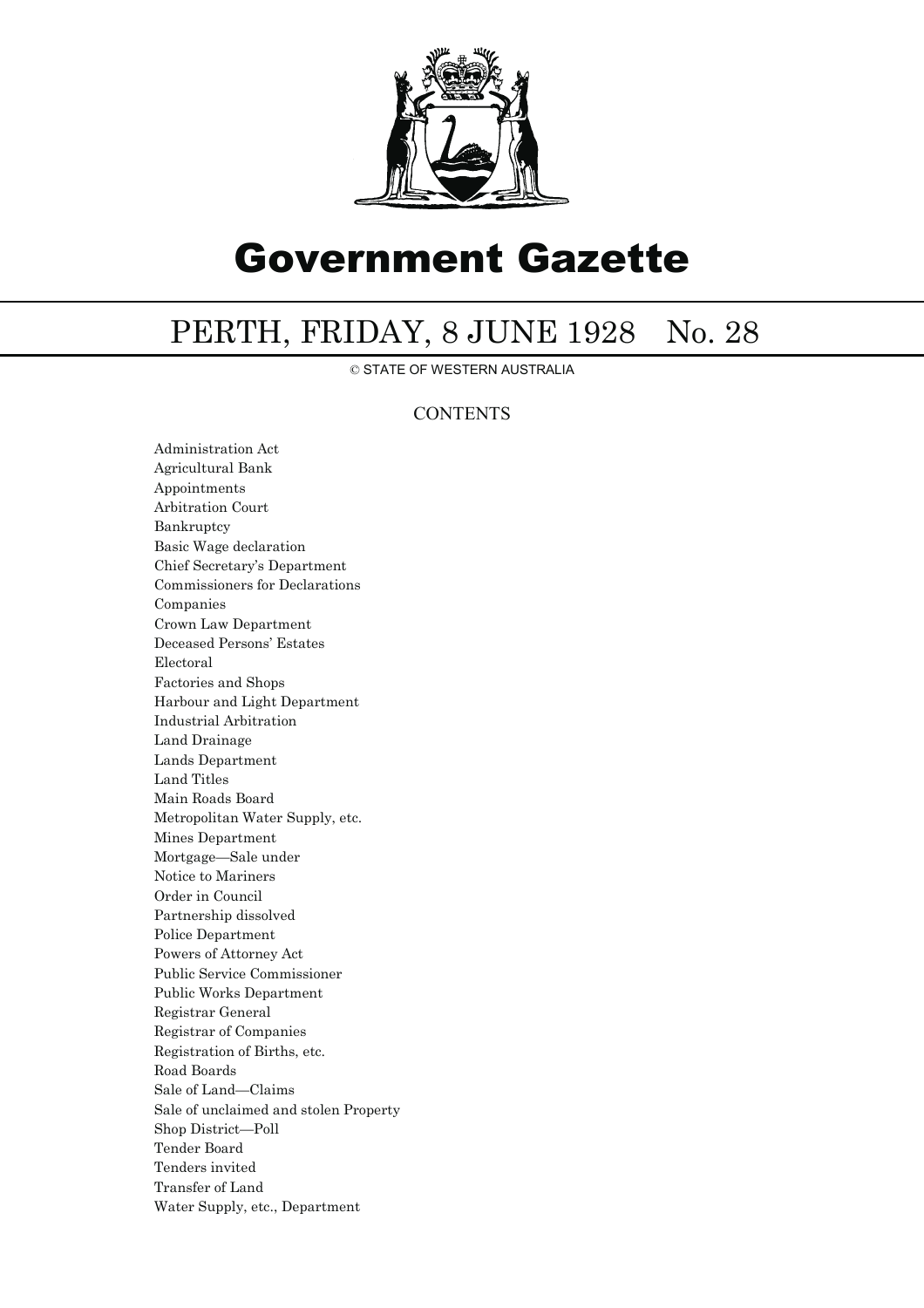# Government Gazette

## PERTH, FRIDAY, 8 JUNE 1928 No. 28

© STATE OF WESTERN AUSTRALIA

### CONTENTS

Administration Act
Agricultural Bank
Appointments
Arbitration Court
Bankruptcy
Basic Wage declaration
Chief Secretary's Department
Commissioners for Declarations
Companies
Crown Law Department
Deceased Persons' Estates
Electoral
Factories and Shops
Harbour and Light Department
Industrial Arbitration
Land Drainage
Lands Department
Land Titles
Main Roads Board
Metropolitan Water Supply, etc.
Mines Department
Mortgage—Sale under
Notice to Mariners
Order in Council
Partnership dissolved
Police Department
Powers of Attorney Act
Public Service Commissioner
Public Works Department
Registrar General
Registrar of Companies
Registration of Births, etc.
Road Boards
Sale of Land—Claims
Sale of unclaimed and stolen Property
Shop District—Poll
Tender Board
Tenders invited
Transfer of Land
Water Supply, etc., Department